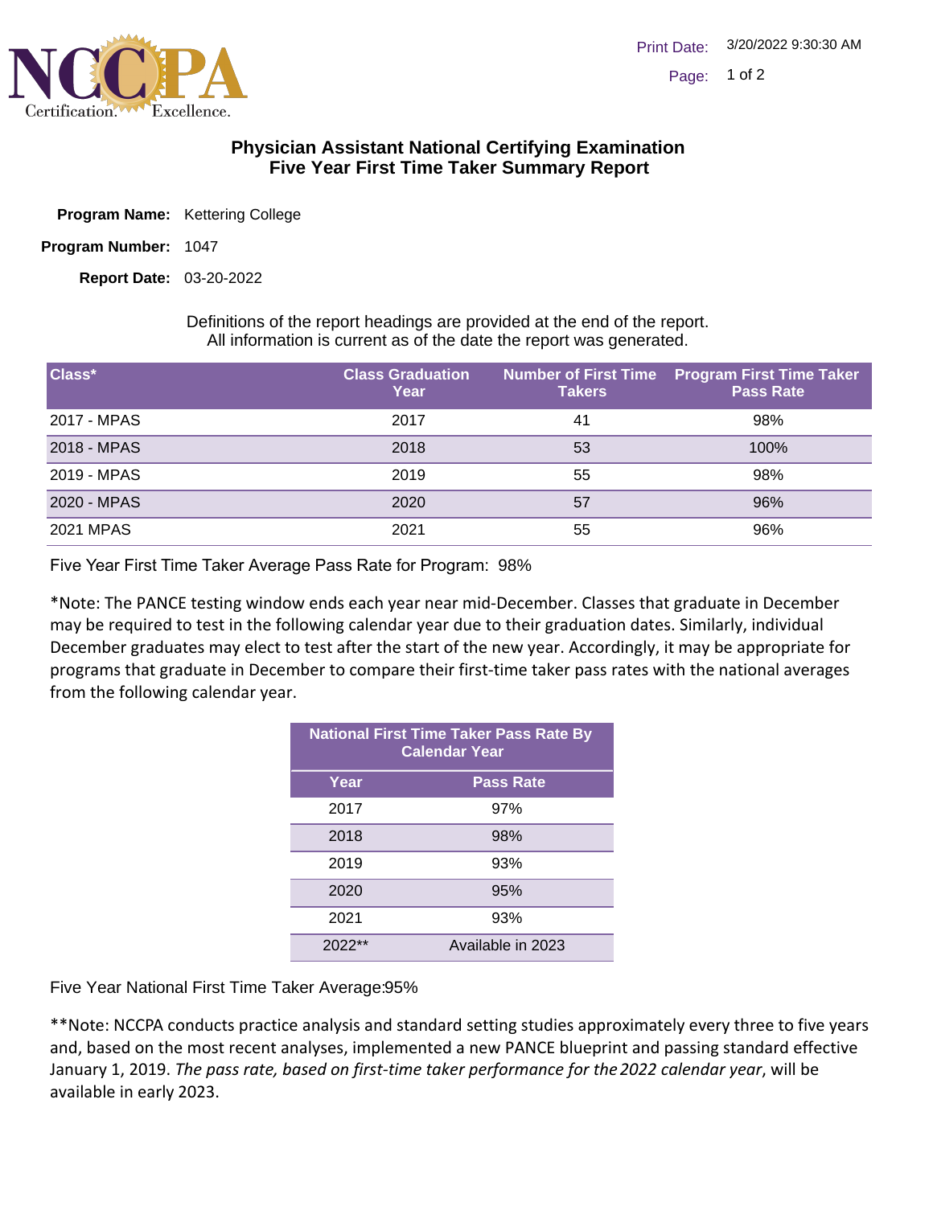# Physician Assistant National Certifying Examination
## Five Year First Time Taker Summary Report

**Program Name:** Kettering College

**Program Number:** 1047

**Report Date:** 03-20-2022

Definitions of the report headings are provided at the end of the report.
All information is current as of the date the report was generated.

| Class* | Class Graduation Year | Number of First Time Takers | Program First Time Taker Pass Rate |
|---|---|---|---|
| 2017 - MPAS | 2017 | 41 | 98% |
| 2018 - MPAS | 2018 | 53 | 100% |
| 2019 - MPAS | 2019 | 55 | 98% |
| 2020 - MPAS | 2020 | 57 | 96% |
| 2021 MPAS | 2021 | 55 | 96% |

Five Year First Time Taker Average Pass Rate for Program: 98%

*Note: The PANCE testing window ends each year near mid-December. Classes that graduate in December may be required to test in the following calendar year due to their graduation dates. Similarly, individual December graduates may elect to test after the start of the new year. Accordingly, it may be appropriate for programs that graduate in December to compare their first-time taker pass rates with the national averages from the following calendar year.

| National First Time Taker Pass Rate By Calendar Year | |
|---|---|
| **Year** | **Pass Rate** |
| 2017 | 97% |
| 2018 | 98% |
| 2019 | 93% |
| 2020 | 95% |
| 2021 | 93% |
| 2022** | Available in 2023 |

Five Year National First Time Taker Average:95%

**Note: NCCPA conducts practice analysis and standard setting studies approximately every three to five years and, based on the most recent analyses, implemented a new PANCE blueprint and passing standard effective January 1, 2019. *The pass rate, based on first-time taker performance for the 2022 calendar year*, will be available in early 2023.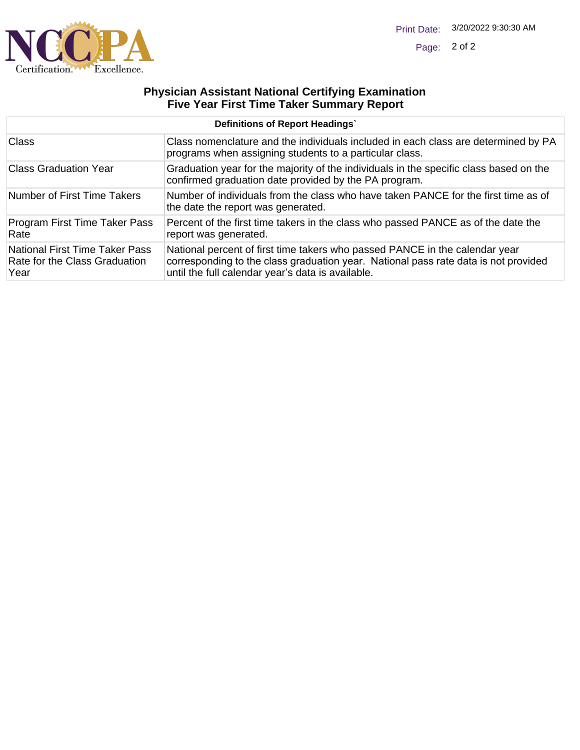## Physician Assistant National Certifying Examination
## Five Year First Time Taker Summary Report

| Definitions of Report Headings` | |
|---|---|
| Class | Class nomenclature and the individuals included in each class are determined by PA programs when assigning students to a particular class. |
| Class Graduation Year | Graduation year for the majority of the individuals in the specific class based on the confirmed graduation date provided by the PA program. |
| Number of First Time Takers | Number of individuals from the class who have taken PANCE for the first time as of the date the report was generated. |
| Program First Time Taker Pass Rate | Percent of the first time takers in the class who passed PANCE as of the date the report was generated. |
| National First Time Taker Pass Rate for the Class Graduation Year | National percent of first time takers who passed PANCE in the calendar year corresponding to the class graduation year. National pass rate data is not provided until the full calendar year's data is available. |